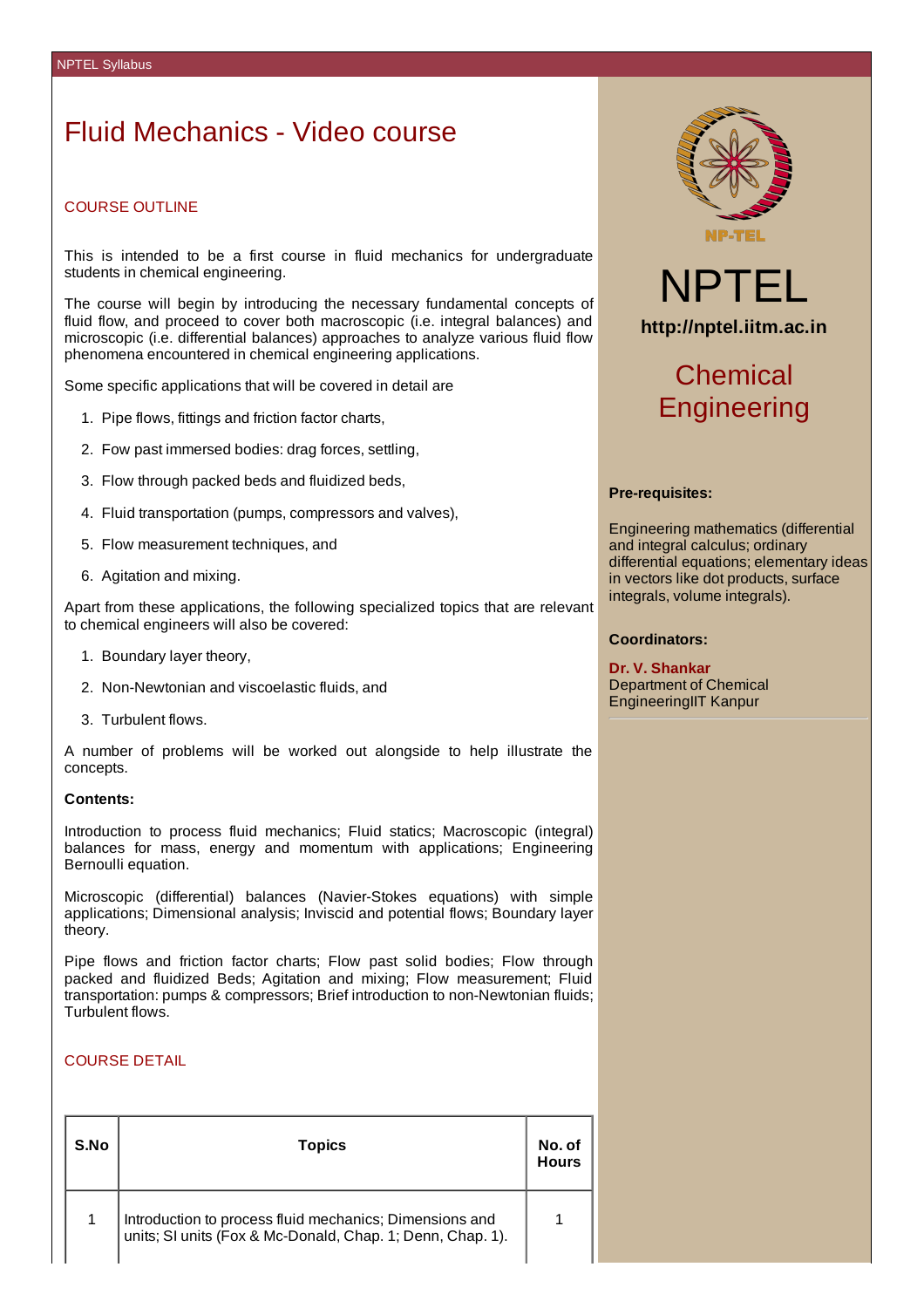# Fluid Mechanics - Video course

## COURSE OUTLINE

This is intended to be a first course in fluid mechanics for undergraduate students in chemical engineering.

The course will begin by introducing the necessary fundamental concepts of fluid flow, and proceed to cover both macroscopic (i.e. integral balances) and microscopic (i.e. differential balances) approaches to analyze various fluid flow phenomena encountered in chemical engineering applications.

Some specific applications that will be covered in detail are

1. Pipe flows, fittings and friction factor charts,
2. Fow past immersed bodies: drag forces, settling,
3. Flow through packed beds and fluidized beds,
4. Fluid transportation (pumps, compressors and valves),
5. Flow measurement techniques, and
6. Agitation and mixing.

Apart from these applications, the following specialized topics that are relevant to chemical engineers will also be covered:

1. Boundary layer theory,
2. Non-Newtonian and viscoelastic fluids, and
3. Turbulent flows.

A number of problems will be worked out alongside to help illustrate the concepts.

**Contents:**

Introduction to process fluid mechanics; Fluid statics; Macroscopic (integral) balances for mass, energy and momentum with applications; Engineering Bernoulli equation.

Microscopic (differential) balances (Navier-Stokes equations) with simple applications; Dimensional analysis; Inviscid and potential flows; Boundary layer theory.

Pipe flows and friction factor charts; Flow past solid bodies; Flow through packed and fluidized Beds; Agitation and mixing; Flow measurement; Fluid transportation: pumps & compressors; Brief introduction to non-Newtonian fluids; Turbulent flows.

NPTEL

http://nptel.iitm.ac.in

Chemical Engineering

**Pre-requisites:**

Engineering mathematics (differential and integral calculus; ordinary differential equations; elementary ideas in vectors like dot products, surface integrals, volume integrals).

**Coordinators:**

**Dr. V. Shankar**
Department of Chemical EngineeringIIT Kanpur

## COURSE DETAIL

| S.No | Topics | No. of Hours |
|---|---|---|
| 1 | Introduction to process fluid mechanics; Dimensions and units; SI units (Fox & Mc-Donald, Chap. 1; Denn, Chap. 1). | 1 |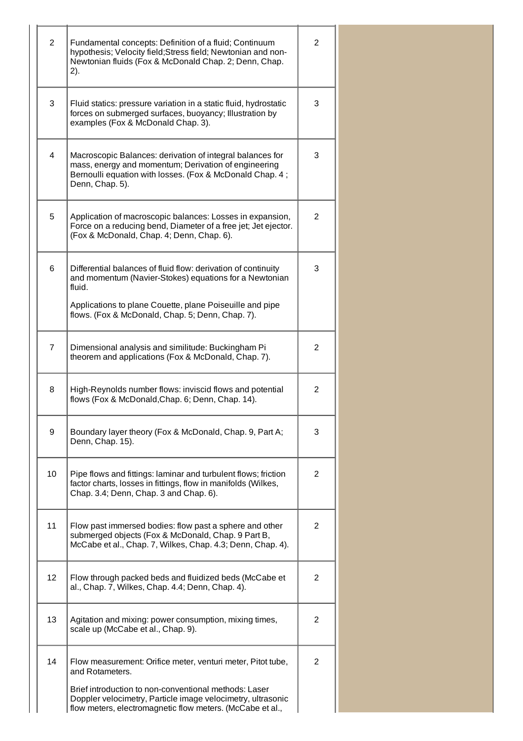| | | |
|---|---|---|
| 2 | Fundamental concepts: Definition of a fluid; Continuum hypothesis; Velocity field;Stress field; Newtonian and non-Newtonian fluids (Fox & McDonald Chap. 2; Denn, Chap. 2). | 2 |
| 3 | Fluid statics: pressure variation in a static fluid, hydrostatic forces on submerged surfaces, buoyancy; Illustration by examples (Fox & McDonald Chap. 3). | 3 |
| 4 | Macroscopic Balances: derivation of integral balances for mass, energy and momentum; Derivation of engineering Bernoulli equation with losses. (Fox & McDonald Chap. 4 ; Denn, Chap. 5). | 3 |
| 5 | Application of macroscopic balances: Losses in expansion, Force on a reducing bend, Diameter of a free jet; Jet ejector. (Fox & McDonald, Chap. 4; Denn, Chap. 6). | 2 |
| 6 | Differential balances of fluid flow: derivation of continuity and momentum (Navier-Stokes) equations for a Newtonian fluid.<br><br>Applications to plane Couette, plane Poiseuille and pipe flows. (Fox & McDonald, Chap. 5; Denn, Chap. 7). | 3 |
| 7 | Dimensional analysis and similitude: Buckingham Pi theorem and applications (Fox & McDonald, Chap. 7). | 2 |
| 8 | High-Reynolds number flows: inviscid flows and potential flows (Fox & McDonald,Chap. 6; Denn, Chap. 14). | 2 |
| 9 | Boundary layer theory (Fox & McDonald, Chap. 9, Part A; Denn, Chap. 15). | 3 |
| 10 | Pipe flows and fittings: laminar and turbulent flows; friction factor charts, losses in fittings, flow in manifolds (Wilkes, Chap. 3.4; Denn, Chap. 3 and Chap. 6). | 2 |
| 11 | Flow past immersed bodies: flow past a sphere and other submerged objects (Fox & McDonald, Chap. 9 Part B, McCabe et al., Chap. 7, Wilkes, Chap. 4.3; Denn, Chap. 4). | 2 |
| 12 | Flow through packed beds and fluidized beds (McCabe et al., Chap. 7, Wilkes, Chap. 4.4; Denn, Chap. 4). | 2 |
| 13 | Agitation and mixing: power consumption, mixing times, scale up (McCabe et al., Chap. 9). | 2 |
| 14 | Flow measurement: Orifice meter, venturi meter, Pitot tube, and Rotameters.<br><br>Brief introduction to non-conventional methods: Laser Doppler velocimetry, Particle image velocimetry, ultrasonic flow meters, electromagnetic flow meters. (McCabe et al., | 2 |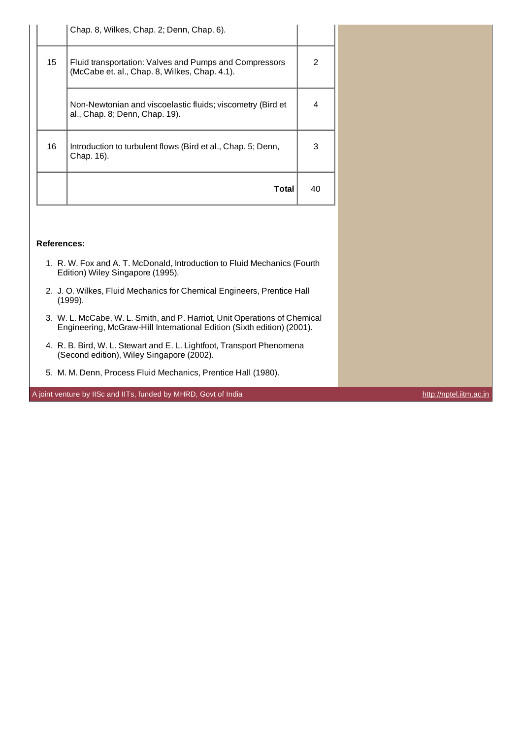| | | |
|---|---|---|
| | Chap. 8, Wilkes, Chap. 2; Denn, Chap. 6). | |
| 15 | Fluid transportation: Valves and Pumps and Compressors (McCabe et. al., Chap. 8, Wilkes, Chap. 4.1). | 2 |
| | Non-Newtonian and viscoelastic fluids; viscometry (Bird et al., Chap. 8; Denn, Chap. 19). | 4 |
| 16 | Introduction to turbulent flows (Bird et al., Chap. 5; Denn, Chap. 16). | 3 |
| | **Total** | 40 |

**References:**

1. R. W. Fox and A. T. McDonald, Introduction to Fluid Mechanics (Fourth Edition) Wiley Singapore (1995).
2. J. O. Wilkes, Fluid Mechanics for Chemical Engineers, Prentice Hall (1999).
3. W. L. McCabe, W. L. Smith, and P. Harriot, Unit Operations of Chemical Engineering, McGraw-Hill International Edition (Sixth edition) (2001).
4. R. B. Bird, W. L. Stewart and E. L. Lightfoot, Transport Phenomena (Second edition), Wiley Singapore (2002).
5. M. M. Denn, Process Fluid Mechanics, Prentice Hall (1980).